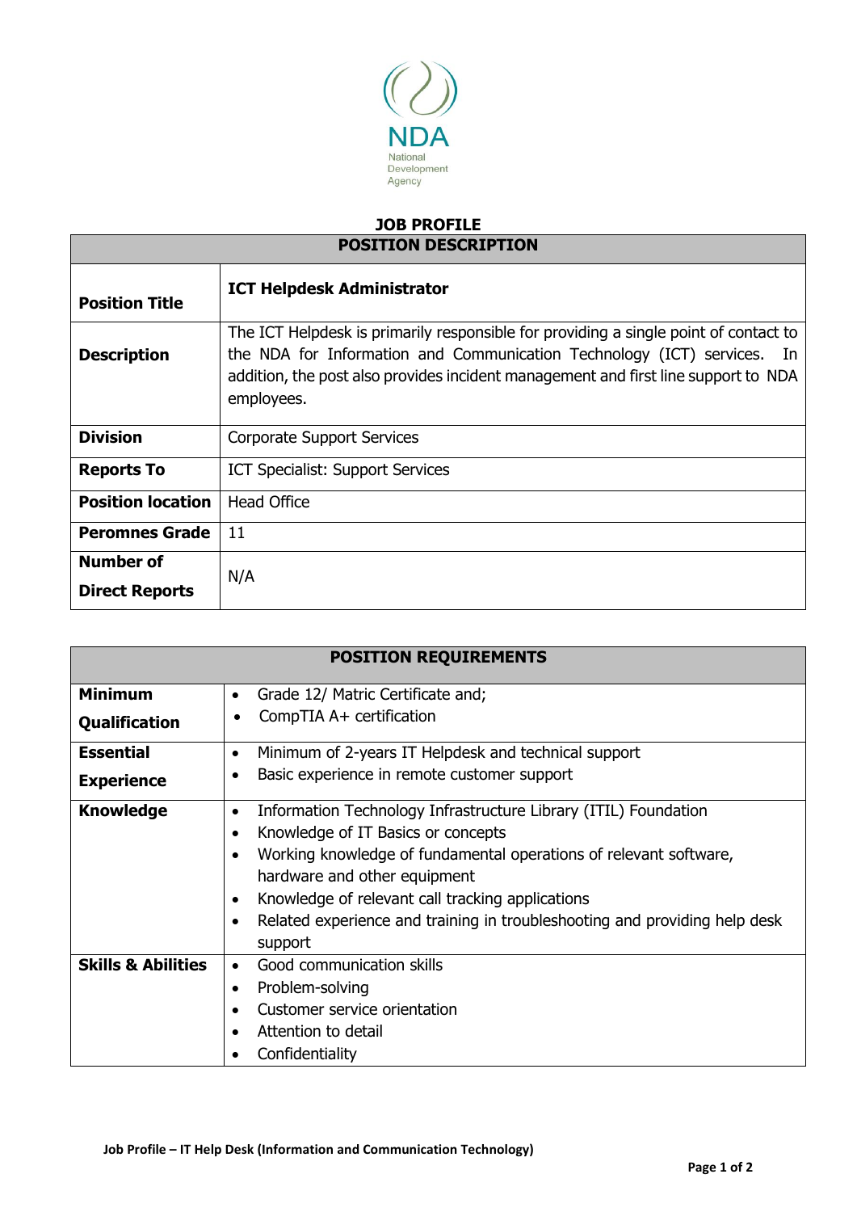NDA
National Development Agency

# JOB PROFILE

| POSITION DESCRIPTION | |
|---|---|
| **Position Title** | **ICT Helpdesk Administrator** |
| **Description** | The ICT Helpdesk is primarily responsible for providing a single point of contact to the NDA for Information and Communication Technology (ICT) services. In addition, the post also provides incident management and first line support to NDA employees. |
| **Division** | Corporate Support Services |
| **Reports To** | ICT Specialist: Support Services |
| **Position location** | Head Office |
| **Peromnes Grade** | 11 |
| **Number of Direct Reports** | N/A |

| POSITION REQUIREMENTS | |
|---|---|
| **Minimum Qualification** | • Grade 12/ Matric Certificate and;<br>• CompTIA A+ certification |
| **Essential Experience** | • Minimum of 2-years IT Helpdesk and technical support<br>• Basic experience in remote customer support |
| **Knowledge** | • Information Technology Infrastructure Library (ITIL) Foundation<br>• Knowledge of IT Basics or concepts<br>• Working knowledge of fundamental operations of relevant software, hardware and other equipment<br>• Knowledge of relevant call tracking applications<br>• Related experience and training in troubleshooting and providing help desk support |
| **Skills & Abilities** | • Good communication skills<br>• Problem-solving<br>• Customer service orientation<br>• Attention to detail<br>• Confidentiality |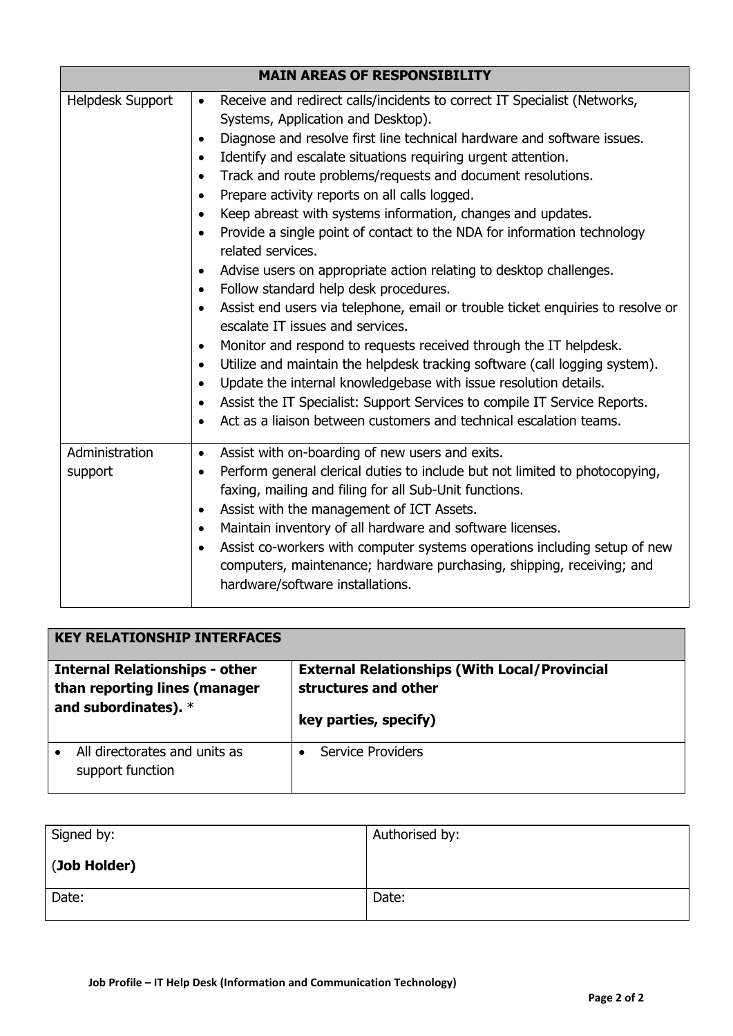| MAIN AREAS OF RESPONSIBILITY | |
|---|---|
| Helpdesk Support | • Receive and redirect calls/incidents to correct IT Specialist (Networks, Systems, Application and Desktop).<br>• Diagnose and resolve first line technical hardware and software issues.<br>• Identify and escalate situations requiring urgent attention.<br>• Track and route problems/requests and document resolutions.<br>• Prepare activity reports on all calls logged.<br>• Keep abreast with systems information, changes and updates.<br>• Provide a single point of contact to the NDA for information technology related services.<br>• Advise users on appropriate action relating to desktop challenges.<br>• Follow standard help desk procedures.<br>• Assist end users via telephone, email or trouble ticket enquiries to resolve or escalate IT issues and services.<br>• Monitor and respond to requests received through the IT helpdesk.<br>• Utilize and maintain the helpdesk tracking software (call logging system).<br>• Update the internal knowledgebase with issue resolution details.<br>• Assist the IT Specialist: Support Services to compile IT Service Reports.<br>• Act as a liaison between customers and technical escalation teams. |
| Administration support | • Assist with on-boarding of new users and exits.<br>• Perform general clerical duties to include but not limited to photocopying, faxing, mailing and filing for all Sub-Unit functions.<br>• Assist with the management of ICT Assets.<br>• Maintain inventory of all hardware and software licenses.<br>• Assist co-workers with computer systems operations including setup of new computers, maintenance; hardware purchasing, shipping, receiving; and hardware/software installations. |

| KEY RELATIONSHIP INTERFACES | |
|---|---|
| **Internal Relationships - other than reporting lines (manager and subordinates).** * | **External Relationships (With Local/Provincial structures and other key parties, specify)** |
| • All directorates and units as support function | • Service Providers |

| | |
|---|---|
| Signed by:<br>(**Job Holder**) | Authorised by: |
| Date: | Date: |

**Job Profile – IT Help Desk (Information and Communication Technology)**